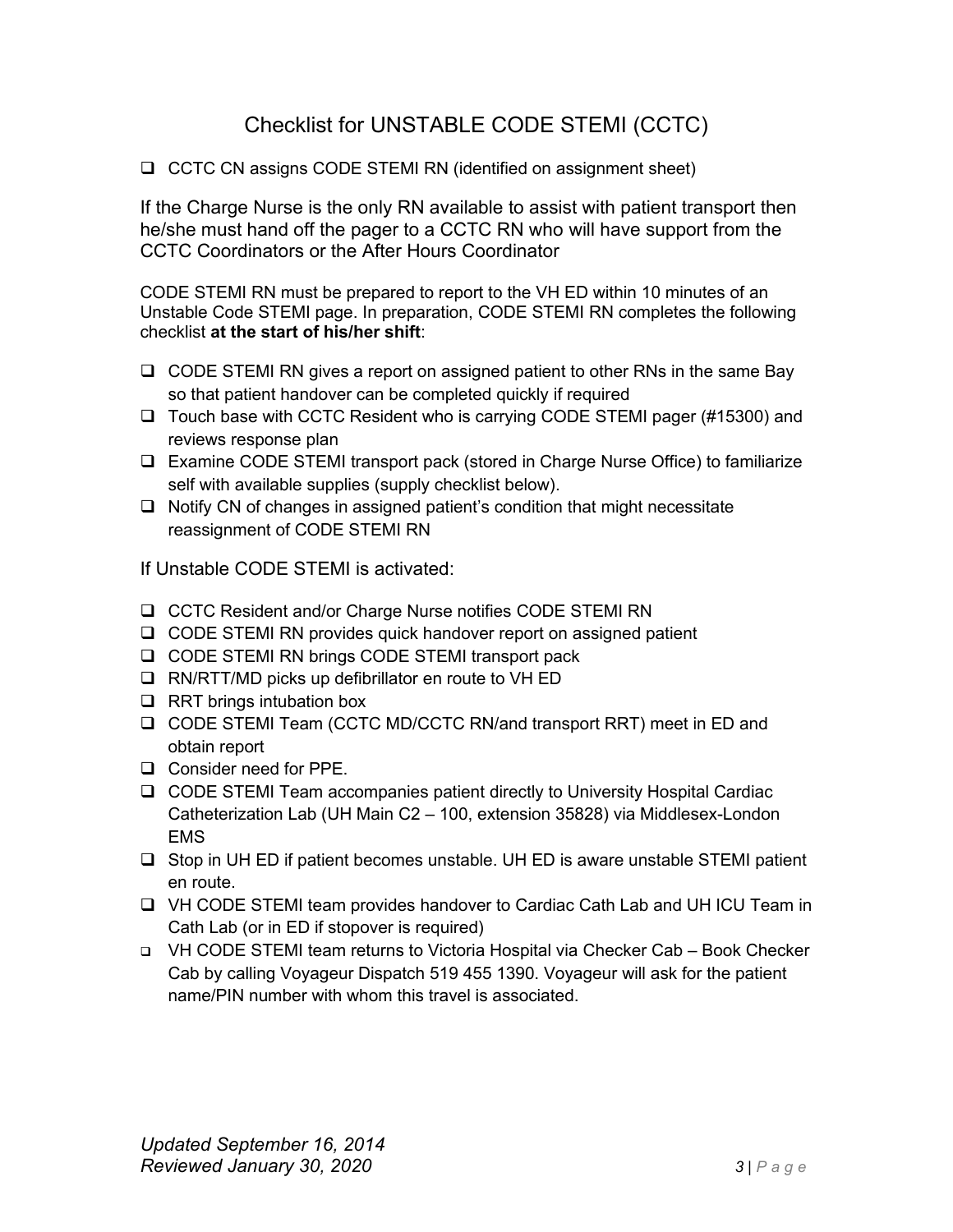# Checklist for UNSTABLE CODE STEMI (CCTC)

- [ ] CCTC CN assigns CODE STEMI RN (identified on assignment sheet)

If the Charge Nurse is the only RN available to assist with patient transport then he/she must hand off the pager to a CCTC RN who will have support from the CCTC Coordinators or the After Hours Coordinator

CODE STEMI RN must be prepared to report to the VH ED within 10 minutes of an Unstable Code STEMI page. In preparation, CODE STEMI RN completes the following checklist **at the start of his/her shift**:

- [ ] CODE STEMI RN gives a report on assigned patient to other RNs in the same Bay so that patient handover can be completed quickly if required
- [ ] Touch base with CCTC Resident who is carrying CODE STEMI pager (#15300) and reviews response plan
- [ ] Examine CODE STEMI transport pack (stored in Charge Nurse Office) to familiarize self with available supplies (supply checklist below).
- [ ] Notify CN of changes in assigned patient's condition that might necessitate reassignment of CODE STEMI RN

If Unstable CODE STEMI is activated:

- [ ] CCTC Resident and/or Charge Nurse notifies CODE STEMI RN
- [ ] CODE STEMI RN provides quick handover report on assigned patient
- [ ] CODE STEMI RN brings CODE STEMI transport pack
- [ ] RN/RTT/MD picks up defibrillator en route to VH ED
- [ ] RRT brings intubation box
- [ ] CODE STEMI Team (CCTC MD/CCTC RN/and transport RRT) meet in ED and obtain report
- [ ] Consider need for PPE.
- [ ] CODE STEMI Team accompanies patient directly to University Hospital Cardiac Catheterization Lab (UH Main C2 – 100, extension 35828) via Middlesex-London EMS
- [ ] Stop in UH ED if patient becomes unstable. UH ED is aware unstable STEMI patient en route.
- [ ] VH CODE STEMI team provides handover to Cardiac Cath Lab and UH ICU Team in Cath Lab (or in ED if stopover is required)
- [ ] VH CODE STEMI team returns to Victoria Hospital via Checker Cab – Book Checker Cab by calling Voyageur Dispatch 519 455 1390. Voyageur will ask for the patient name/PIN number with whom this travel is associated.

*Updated September 16, 2014*
*Reviewed January 30, 2020*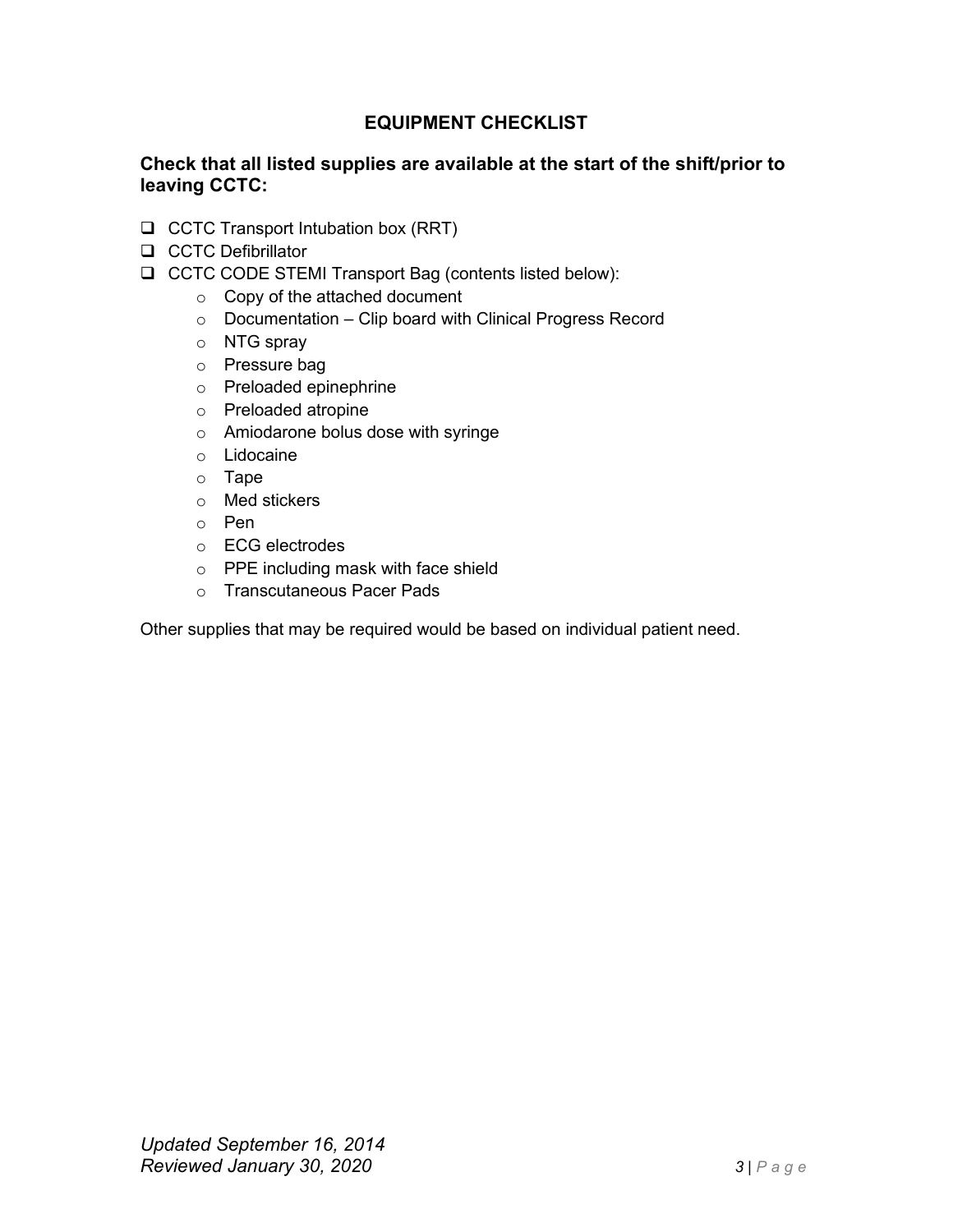## EQUIPMENT CHECKLIST

### Check that all listed supplies are available at the start of the shift/prior to leaving CCTC:

- [ ] CCTC Transport Intubation box (RRT)
- [ ] CCTC Defibrillator
- [ ] CCTC CODE STEMI Transport Bag (contents listed below):
    - Copy of the attached document
    - Documentation – Clip board with Clinical Progress Record
    - NTG spray
    - Pressure bag
    - Preloaded epinephrine
    - Preloaded atropine
    - Amiodarone bolus dose with syringe
    - Lidocaine
    - Tape
    - Med stickers
    - Pen
    - ECG electrodes
    - PPE including mask with face shield
    - Transcutaneous Pacer Pads

Other supplies that may be required would be based on individual patient need.

*Updated September 16, 2014*
*Reviewed January 30, 2020*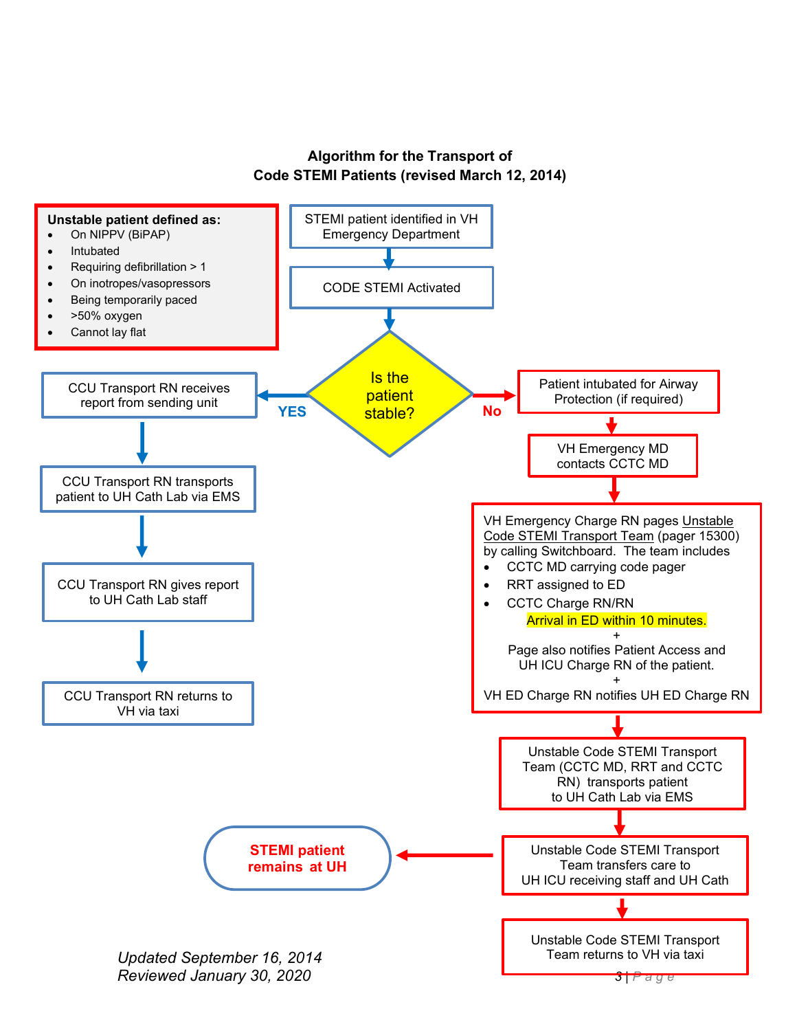## Algorithm for the Transport of Code STEMI Patients (revised March 12, 2014)

**Unstable patient defined as:**

- On NIPPV (BiPAP)
- Intubated
- Requiring defibrillation > 1
- On inotropes/vasopressors
- Being temporarily paced
- >50% oxygen
- Cannot lay flat

STEMI patient identified in VH Emergency Department

CODE STEMI Activated

Is the patient stable?

**YES**

CCU Transport RN receives report from sending unit

CCU Transport RN transports patient to UH Cath Lab via EMS

CCU Transport RN gives report to UH Cath Lab staff

CCU Transport RN returns to VH via taxi

**No**

Patient intubated for Airway Protection (if required)

VH Emergency MD contacts CCTC MD

VH Emergency Charge RN pages Unstable Code STEMI Transport Team (pager 15300) by calling Switchboard. The team includes

- CCTC MD carrying code pager
- RRT assigned to ED
- CCTC Charge RN/RN

Arrival in ED within 10 minutes.

+

Page also notifies Patient Access and UH ICU Charge RN of the patient.

+

VH ED Charge RN notifies UH ED Charge RN

Unstable Code STEMI Transport Team (CCTC MD, RRT and CCTC RN) transports patient to UH Cath Lab via EMS

Unstable Code STEMI Transport Team transfers care to UH ICU receiving staff and UH Cath

**STEMI patient remains at UH**

Unstable Code STEMI Transport Team returns to VH via taxi

*Updated September 16, 2014*
*Reviewed January 30, 2020*